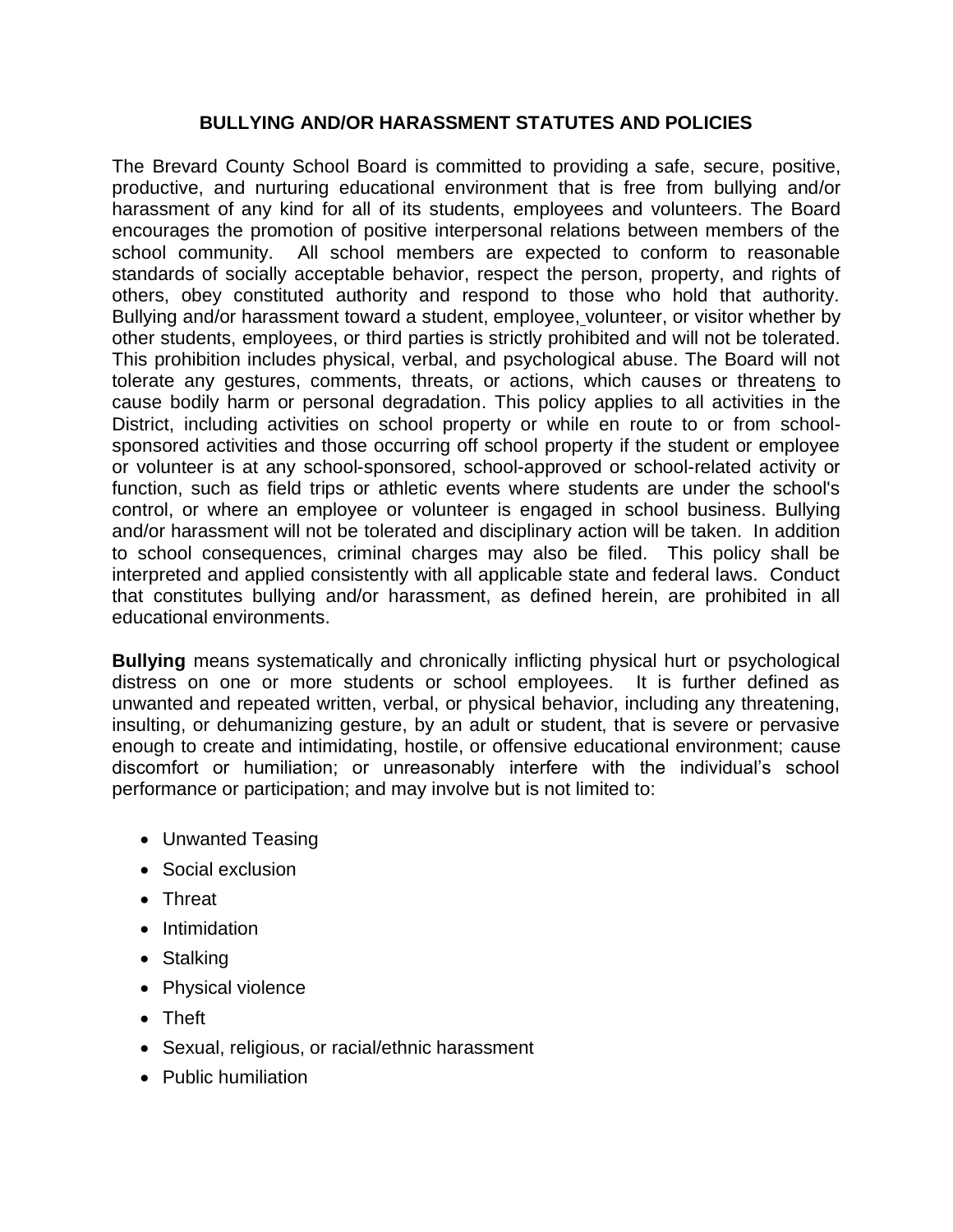## BULLYING AND/OR HARASSMENT STATUTES AND POLICIES

The Brevard County School Board is committed to providing a safe, secure, positive, productive, and nurturing educational environment that is free from bullying and/or harassment of any kind for all of its students, employees and volunteers. The Board encourages the promotion of positive interpersonal relations between members of the school community. All school members are expected to conform to reasonable standards of socially acceptable behavior, respect the person, property, and rights of others, obey constituted authority and respond to those who hold that authority. Bullying and/or harassment toward a student, employee, volunteer, or visitor whether by other students, employees, or third parties is strictly prohibited and will not be tolerated. This prohibition includes physical, verbal, and psychological abuse. The Board will not tolerate any gestures, comments, threats, or actions, which causes or threatens to cause bodily harm or personal degradation. This policy applies to all activities in the District, including activities on school property or while en route to or from school-sponsored activities and those occurring off school property if the student or employee or volunteer is at any school-sponsored, school-approved or school-related activity or function, such as field trips or athletic events where students are under the school's control, or where an employee or volunteer is engaged in school business. Bullying and/or harassment will not be tolerated and disciplinary action will be taken. In addition to school consequences, criminal charges may also be filed. This policy shall be interpreted and applied consistently with all applicable state and federal laws. Conduct that constitutes bullying and/or harassment, as defined herein, are prohibited in all educational environments.

**Bullying** means systematically and chronically inflicting physical hurt or psychological distress on one or more students or school employees. It is further defined as unwanted and repeated written, verbal, or physical behavior, including any threatening, insulting, or dehumanizing gesture, by an adult or student, that is severe or pervasive enough to create and intimidating, hostile, or offensive educational environment; cause discomfort or humiliation; or unreasonably interfere with the individual's school performance or participation; and may involve but is not limited to:

- Unwanted Teasing
- Social exclusion
- Threat
- Intimidation
- Stalking
- Physical violence
- Theft
- Sexual, religious, or racial/ethnic harassment
- Public humiliation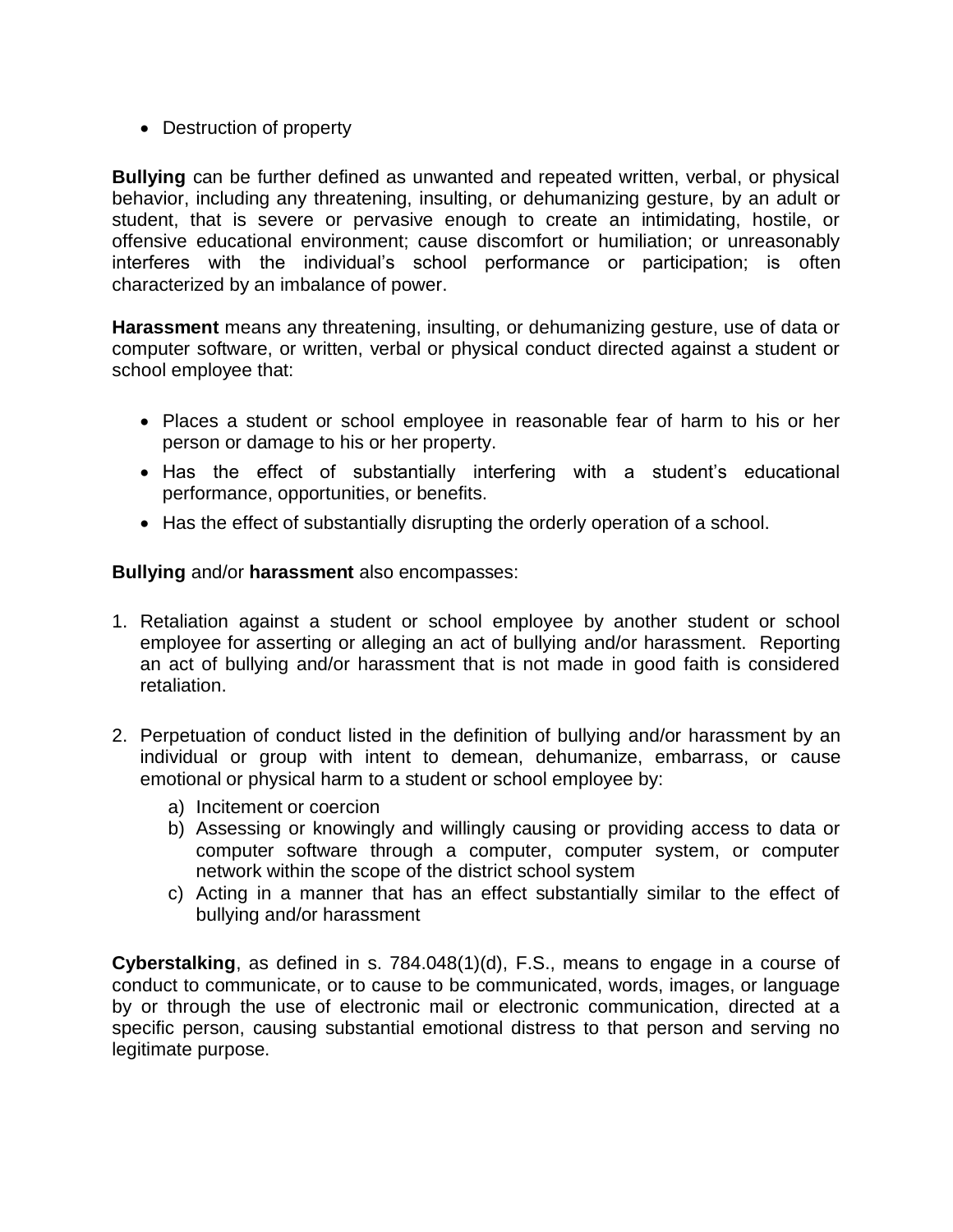- Destruction of property

**Bullying** can be further defined as unwanted and repeated written, verbal, or physical behavior, including any threatening, insulting, or dehumanizing gesture, by an adult or student, that is severe or pervasive enough to create an intimidating, hostile, or offensive educational environment; cause discomfort or humiliation; or unreasonably interferes with the individual's school performance or participation; is often characterized by an imbalance of power.

**Harassment** means any threatening, insulting, or dehumanizing gesture, use of data or computer software, or written, verbal or physical conduct directed against a student or school employee that:

- Places a student or school employee in reasonable fear of harm to his or her person or damage to his or her property.
- Has the effect of substantially interfering with a student's educational performance, opportunities, or benefits.
- Has the effect of substantially disrupting the orderly operation of a school.

**Bullying** and/or **harassment** also encompasses:

1. Retaliation against a student or school employee by another student or school employee for asserting or alleging an act of bullying and/or harassment. Reporting an act of bullying and/or harassment that is not made in good faith is considered retaliation.

2. Perpetuation of conduct listed in the definition of bullying and/or harassment by an individual or group with intent to demean, dehumanize, embarrass, or cause emotional or physical harm to a student or school employee by:
   a) Incitement or coercion
   b) Assessing or knowingly and willingly causing or providing access to data or computer software through a computer, computer system, or computer network within the scope of the district school system
   c) Acting in a manner that has an effect substantially similar to the effect of bullying and/or harassment

**Cyberstalking**, as defined in s. 784.048(1)(d), F.S., means to engage in a course of conduct to communicate, or to cause to be communicated, words, images, or language by or through the use of electronic mail or electronic communication, directed at a specific person, causing substantial emotional distress to that person and serving no legitimate purpose.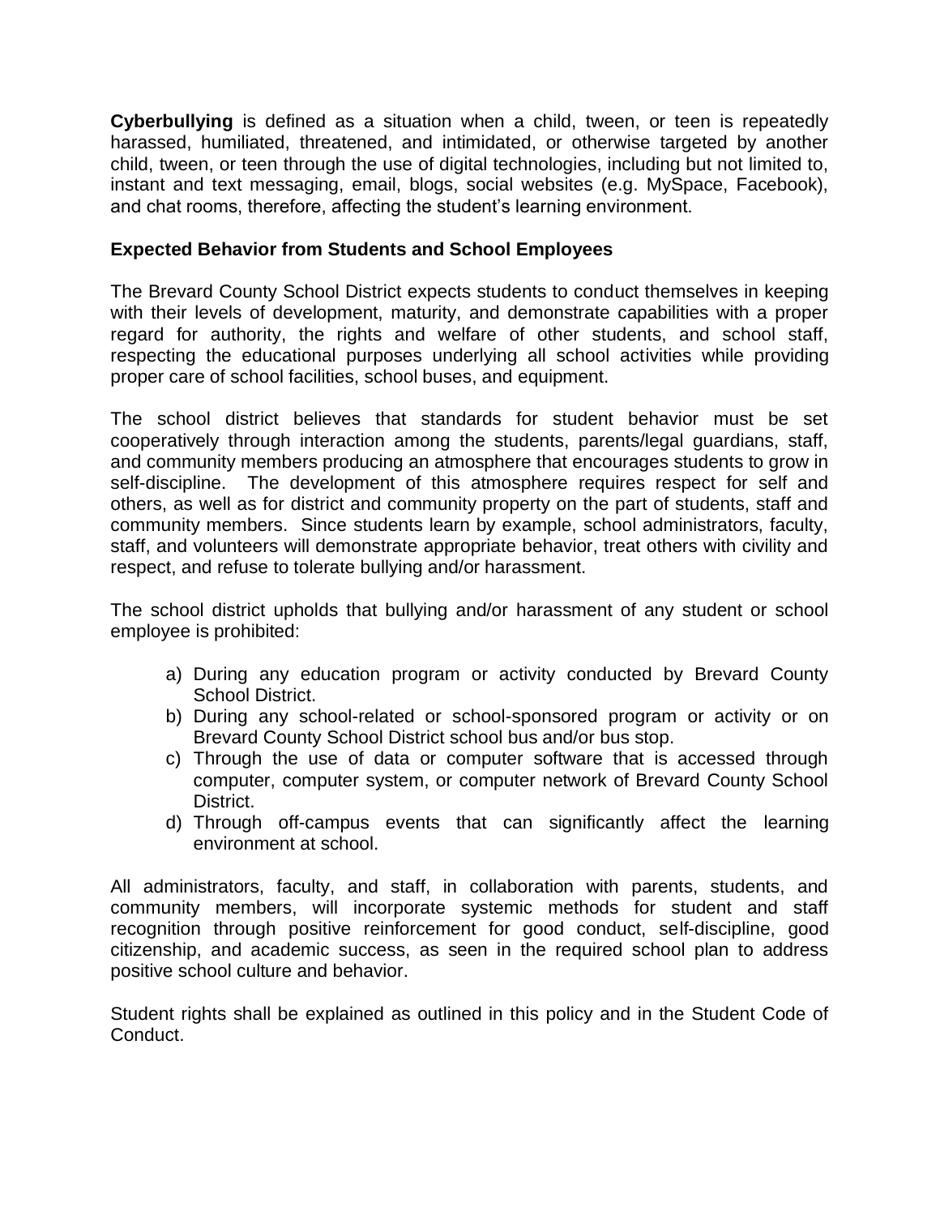**Cyberbullying** is defined as a situation when a child, tween, or teen is repeatedly harassed, humiliated, threatened, and intimidated, or otherwise targeted by another child, tween, or teen through the use of digital technologies, including but not limited to, instant and text messaging, email, blogs, social websites (e.g. MySpace, Facebook), and chat rooms, therefore, affecting the student's learning environment.

**Expected Behavior from Students and School Employees**

The Brevard County School District expects students to conduct themselves in keeping with their levels of development, maturity, and demonstrate capabilities with a proper regard for authority, the rights and welfare of other students, and school staff, respecting the educational purposes underlying all school activities while providing proper care of school facilities, school buses, and equipment.

The school district believes that standards for student behavior must be set cooperatively through interaction among the students, parents/legal guardians, staff, and community members producing an atmosphere that encourages students to grow in self-discipline. The development of this atmosphere requires respect for self and others, as well as for district and community property on the part of students, staff and community members. Since students learn by example, school administrators, faculty, staff, and volunteers will demonstrate appropriate behavior, treat others with civility and respect, and refuse to tolerate bullying and/or harassment.

The school district upholds that bullying and/or harassment of any student or school employee is prohibited:

a) During any education program or activity conducted by Brevard County School District.
b) During any school-related or school-sponsored program or activity or on Brevard County School District school bus and/or bus stop.
c) Through the use of data or computer software that is accessed through computer, computer system, or computer network of Brevard County School District.
d) Through off-campus events that can significantly affect the learning environment at school.

All administrators, faculty, and staff, in collaboration with parents, students, and community members, will incorporate systemic methods for student and staff recognition through positive reinforcement for good conduct, self-discipline, good citizenship, and academic success, as seen in the required school plan to address positive school culture and behavior.

Student rights shall be explained as outlined in this policy and in the Student Code of Conduct.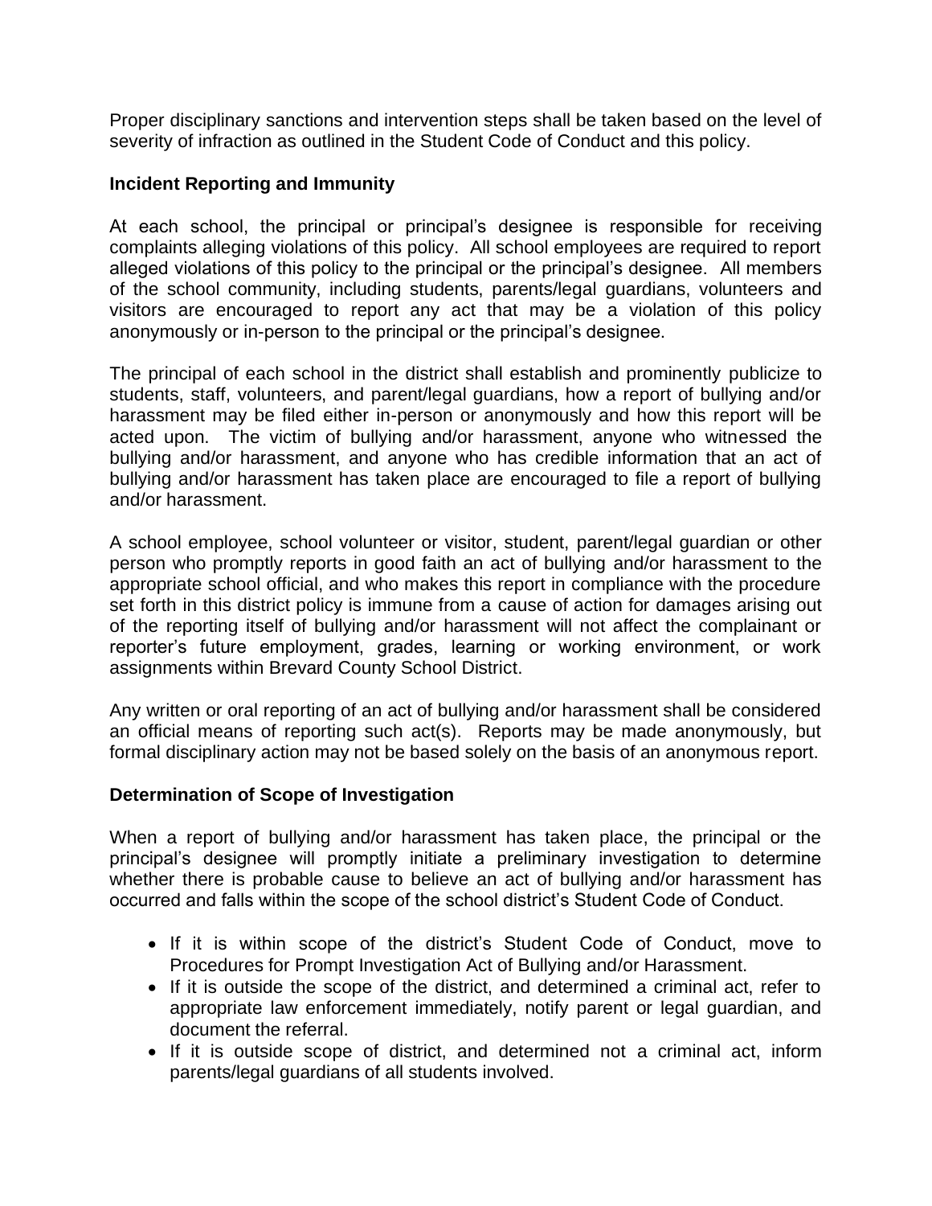Proper disciplinary sanctions and intervention steps shall be taken based on the level of severity of infraction as outlined in the Student Code of Conduct and this policy.

### Incident Reporting and Immunity

At each school, the principal or principal's designee is responsible for receiving complaints alleging violations of this policy. All school employees are required to report alleged violations of this policy to the principal or the principal's designee. All members of the school community, including students, parents/legal guardians, volunteers and visitors are encouraged to report any act that may be a violation of this policy anonymously or in-person to the principal or the principal's designee.

The principal of each school in the district shall establish and prominently publicize to students, staff, volunteers, and parent/legal guardians, how a report of bullying and/or harassment may be filed either in-person or anonymously and how this report will be acted upon. The victim of bullying and/or harassment, anyone who witnessed the bullying and/or harassment, and anyone who has credible information that an act of bullying and/or harassment has taken place are encouraged to file a report of bullying and/or harassment.

A school employee, school volunteer or visitor, student, parent/legal guardian or other person who promptly reports in good faith an act of bullying and/or harassment to the appropriate school official, and who makes this report in compliance with the procedure set forth in this district policy is immune from a cause of action for damages arising out of the reporting itself of bullying and/or harassment will not affect the complainant or reporter's future employment, grades, learning or working environment, or work assignments within Brevard County School District.

Any written or oral reporting of an act of bullying and/or harassment shall be considered an official means of reporting such act(s). Reports may be made anonymously, but formal disciplinary action may not be based solely on the basis of an anonymous report.

### Determination of Scope of Investigation

When a report of bullying and/or harassment has taken place, the principal or the principal's designee will promptly initiate a preliminary investigation to determine whether there is probable cause to believe an act of bullying and/or harassment has occurred and falls within the scope of the school district's Student Code of Conduct.

- If it is within scope of the district's Student Code of Conduct, move to Procedures for Prompt Investigation Act of Bullying and/or Harassment.
- If it is outside the scope of the district, and determined a criminal act, refer to appropriate law enforcement immediately, notify parent or legal guardian, and document the referral.
- If it is outside scope of district, and determined not a criminal act, inform parents/legal guardians of all students involved.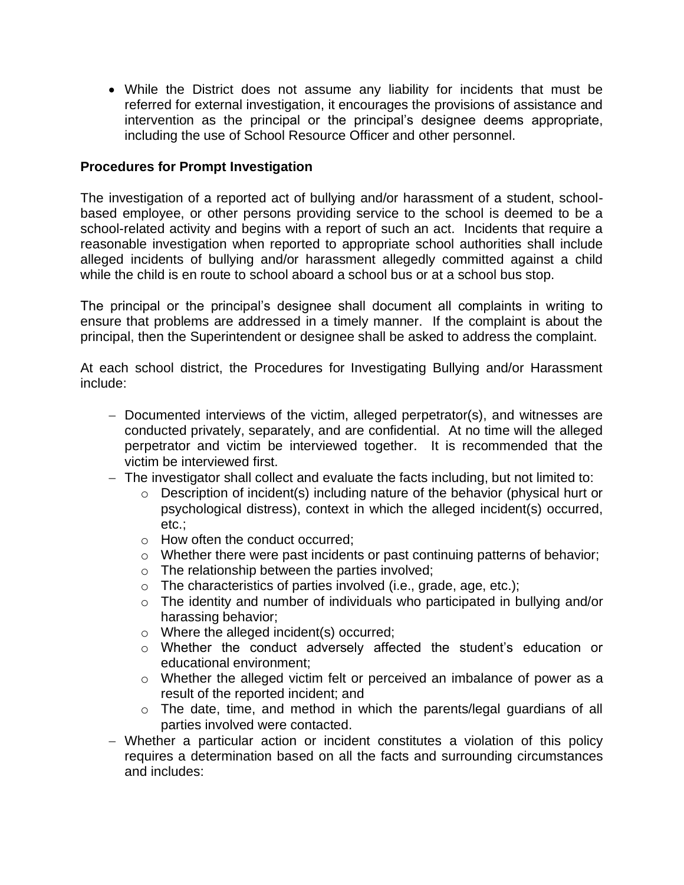- While the District does not assume any liability for incidents that must be referred for external investigation, it encourages the provisions of assistance and intervention as the principal or the principal's designee deems appropriate, including the use of School Resource Officer and other personnel.

**Procedures for Prompt Investigation**

The investigation of a reported act of bullying and/or harassment of a student, school-based employee, or other persons providing service to the school is deemed to be a school-related activity and begins with a report of such an act. Incidents that require a reasonable investigation when reported to appropriate school authorities shall include alleged incidents of bullying and/or harassment allegedly committed against a child while the child is en route to school aboard a school bus or at a school bus stop.

The principal or the principal's designee shall document all complaints in writing to ensure that problems are addressed in a timely manner. If the complaint is about the principal, then the Superintendent or designee shall be asked to address the complaint.

At each school district, the Procedures for Investigating Bullying and/or Harassment include:

- Documented interviews of the victim, alleged perpetrator(s), and witnesses are conducted privately, separately, and are confidential. At no time will the alleged perpetrator and victim be interviewed together. It is recommended that the victim be interviewed first.
- The investigator shall collect and evaluate the facts including, but not limited to:
  - Description of incident(s) including nature of the behavior (physical hurt or psychological distress), context in which the alleged incident(s) occurred, etc.;
  - How often the conduct occurred;
  - Whether there were past incidents or past continuing patterns of behavior;
  - The relationship between the parties involved;
  - The characteristics of parties involved (i.e., grade, age, etc.);
  - The identity and number of individuals who participated in bullying and/or harassing behavior;
  - Where the alleged incident(s) occurred;
  - Whether the conduct adversely affected the student's education or educational environment;
  - Whether the alleged victim felt or perceived an imbalance of power as a result of the reported incident; and
  - The date, time, and method in which the parents/legal guardians of all parties involved were contacted.
- Whether a particular action or incident constitutes a violation of this policy requires a determination based on all the facts and surrounding circumstances and includes: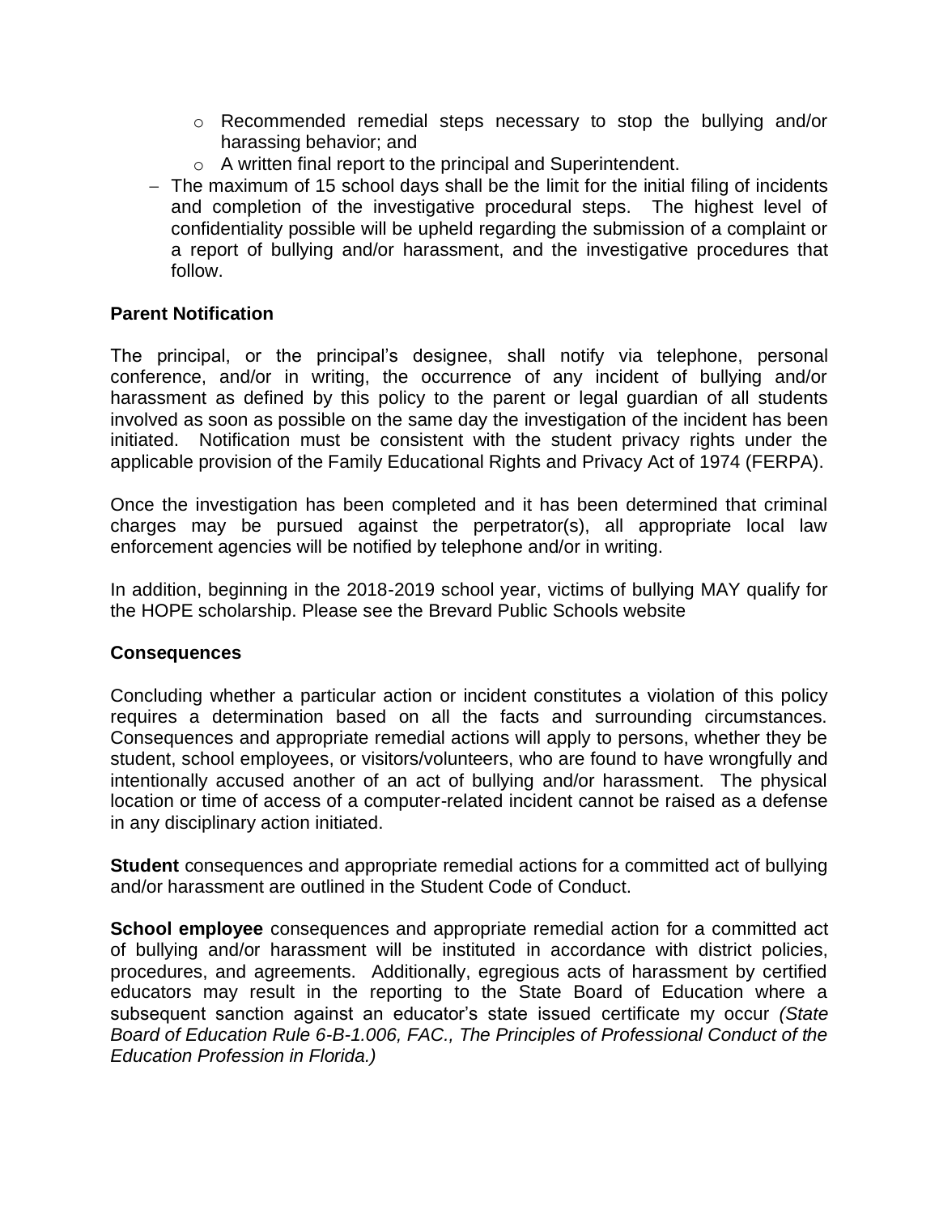- Recommended remedial steps necessary to stop the bullying and/or harassing behavior; and
  - A written final report to the principal and Superintendent.
- The maximum of 15 school days shall be the limit for the initial filing of incidents and completion of the investigative procedural steps. The highest level of confidentiality possible will be upheld regarding the submission of a complaint or a report of bullying and/or harassment, and the investigative procedures that follow.

**Parent Notification**

The principal, or the principal's designee, shall notify via telephone, personal conference, and/or in writing, the occurrence of any incident of bullying and/or harassment as defined by this policy to the parent or legal guardian of all students involved as soon as possible on the same day the investigation of the incident has been initiated. Notification must be consistent with the student privacy rights under the applicable provision of the Family Educational Rights and Privacy Act of 1974 (FERPA).

Once the investigation has been completed and it has been determined that criminal charges may be pursued against the perpetrator(s), all appropriate local law enforcement agencies will be notified by telephone and/or in writing.

In addition, beginning in the 2018-2019 school year, victims of bullying MAY qualify for the HOPE scholarship. Please see the Brevard Public Schools website

**Consequences**

Concluding whether a particular action or incident constitutes a violation of this policy requires a determination based on all the facts and surrounding circumstances. Consequences and appropriate remedial actions will apply to persons, whether they be student, school employees, or visitors/volunteers, who are found to have wrongfully and intentionally accused another of an act of bullying and/or harassment. The physical location or time of access of a computer-related incident cannot be raised as a defense in any disciplinary action initiated.

**Student** consequences and appropriate remedial actions for a committed act of bullying and/or harassment are outlined in the Student Code of Conduct.

**School employee** consequences and appropriate remedial action for a committed act of bullying and/or harassment will be instituted in accordance with district policies, procedures, and agreements. Additionally, egregious acts of harassment by certified educators may result in the reporting to the State Board of Education where a subsequent sanction against an educator's state issued certificate my occur *(State Board of Education Rule 6-B-1.006, FAC., The Principles of Professional Conduct of the Education Profession in Florida.)*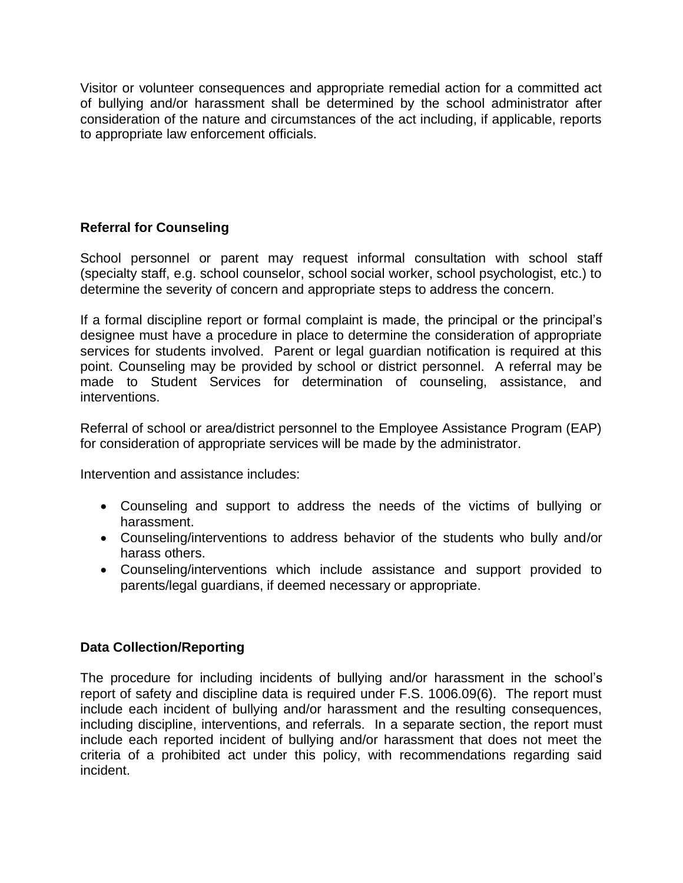Visitor or volunteer consequences and appropriate remedial action for a committed act of bullying and/or harassment shall be determined by the school administrator after consideration of the nature and circumstances of the act including, if applicable, reports to appropriate law enforcement officials.

**Referral for Counseling**

School personnel or parent may request informal consultation with school staff (specialty staff, e.g. school counselor, school social worker, school psychologist, etc.) to determine the severity of concern and appropriate steps to address the concern.

If a formal discipline report or formal complaint is made, the principal or the principal's designee must have a procedure in place to determine the consideration of appropriate services for students involved. Parent or legal guardian notification is required at this point. Counseling may be provided by school or district personnel. A referral may be made to Student Services for determination of counseling, assistance, and interventions.

Referral of school or area/district personnel to the Employee Assistance Program (EAP) for consideration of appropriate services will be made by the administrator.

Intervention and assistance includes:

- Counseling and support to address the needs of the victims of bullying or harassment.
- Counseling/interventions to address behavior of the students who bully and/or harass others.
- Counseling/interventions which include assistance and support provided to parents/legal guardians, if deemed necessary or appropriate.

**Data Collection/Reporting**

The procedure for including incidents of bullying and/or harassment in the school's report of safety and discipline data is required under F.S. 1006.09(6). The report must include each incident of bullying and/or harassment and the resulting consequences, including discipline, interventions, and referrals. In a separate section, the report must include each reported incident of bullying and/or harassment that does not meet the criteria of a prohibited act under this policy, with recommendations regarding said incident.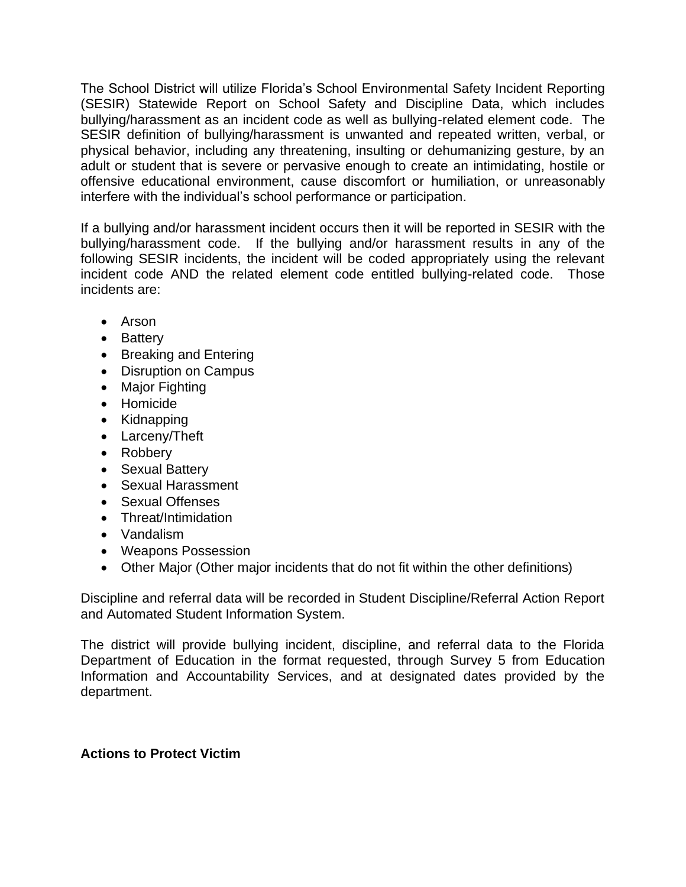The School District will utilize Florida's School Environmental Safety Incident Reporting (SESIR) Statewide Report on School Safety and Discipline Data, which includes bullying/harassment as an incident code as well as bullying-related element code. The SESIR definition of bullying/harassment is unwanted and repeated written, verbal, or physical behavior, including any threatening, insulting or dehumanizing gesture, by an adult or student that is severe or pervasive enough to create an intimidating, hostile or offensive educational environment, cause discomfort or humiliation, or unreasonably interfere with the individual's school performance or participation.

If a bullying and/or harassment incident occurs then it will be reported in SESIR with the bullying/harassment code. If the bullying and/or harassment results in any of the following SESIR incidents, the incident will be coded appropriately using the relevant incident code AND the related element code entitled bullying-related code. Those incidents are:

- Arson
- Battery
- Breaking and Entering
- Disruption on Campus
- Major Fighting
- Homicide
- Kidnapping
- Larceny/Theft
- Robbery
- Sexual Battery
- Sexual Harassment
- Sexual Offenses
- Threat/Intimidation
- Vandalism
- Weapons Possession
- Other Major (Other major incidents that do not fit within the other definitions)

Discipline and referral data will be recorded in Student Discipline/Referral Action Report and Automated Student Information System.

The district will provide bullying incident, discipline, and referral data to the Florida Department of Education in the format requested, through Survey 5 from Education Information and Accountability Services, and at designated dates provided by the department.

**Actions to Protect Victim**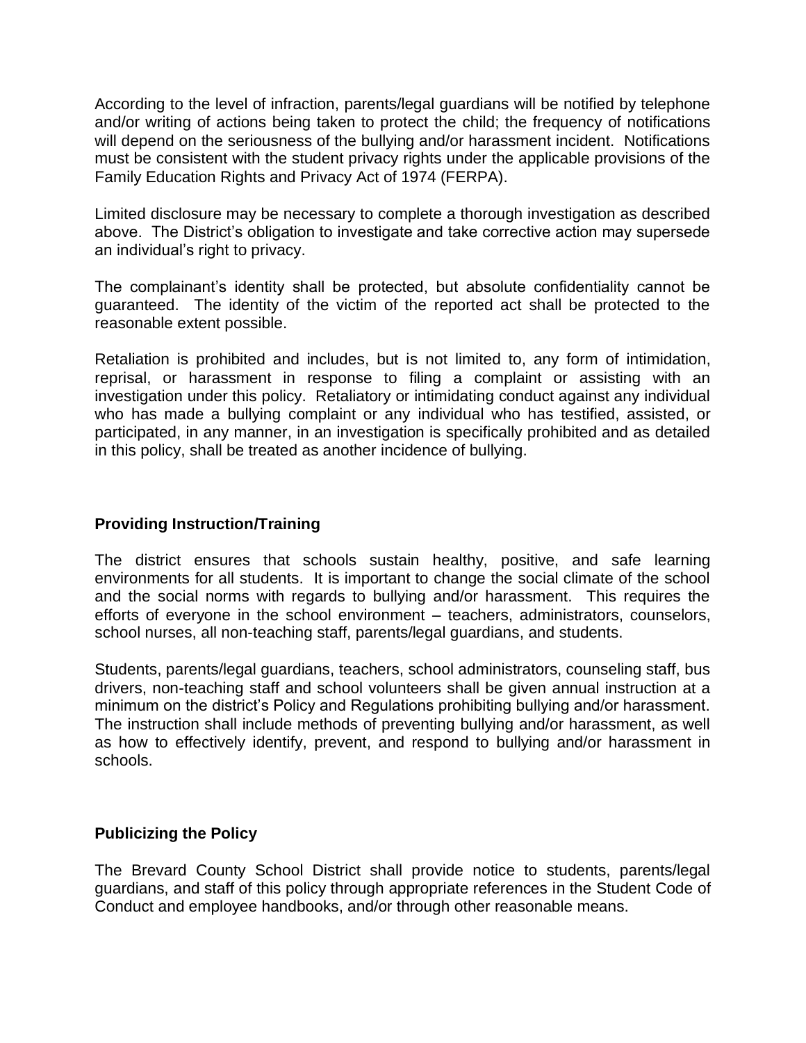According to the level of infraction, parents/legal guardians will be notified by telephone and/or writing of actions being taken to protect the child; the frequency of notifications will depend on the seriousness of the bullying and/or harassment incident. Notifications must be consistent with the student privacy rights under the applicable provisions of the Family Education Rights and Privacy Act of 1974 (FERPA).

Limited disclosure may be necessary to complete a thorough investigation as described above. The District's obligation to investigate and take corrective action may supersede an individual's right to privacy.

The complainant's identity shall be protected, but absolute confidentiality cannot be guaranteed. The identity of the victim of the reported act shall be protected to the reasonable extent possible.

Retaliation is prohibited and includes, but is not limited to, any form of intimidation, reprisal, or harassment in response to filing a complaint or assisting with an investigation under this policy. Retaliatory or intimidating conduct against any individual who has made a bullying complaint or any individual who has testified, assisted, or participated, in any manner, in an investigation is specifically prohibited and as detailed in this policy, shall be treated as another incidence of bullying.

**Providing Instruction/Training**

The district ensures that schools sustain healthy, positive, and safe learning environments for all students. It is important to change the social climate of the school and the social norms with regards to bullying and/or harassment. This requires the efforts of everyone in the school environment – teachers, administrators, counselors, school nurses, all non-teaching staff, parents/legal guardians, and students.

Students, parents/legal guardians, teachers, school administrators, counseling staff, bus drivers, non-teaching staff and school volunteers shall be given annual instruction at a minimum on the district's Policy and Regulations prohibiting bullying and/or harassment. The instruction shall include methods of preventing bullying and/or harassment, as well as how to effectively identify, prevent, and respond to bullying and/or harassment in schools.

**Publicizing the Policy**

The Brevard County School District shall provide notice to students, parents/legal guardians, and staff of this policy through appropriate references in the Student Code of Conduct and employee handbooks, and/or through other reasonable means.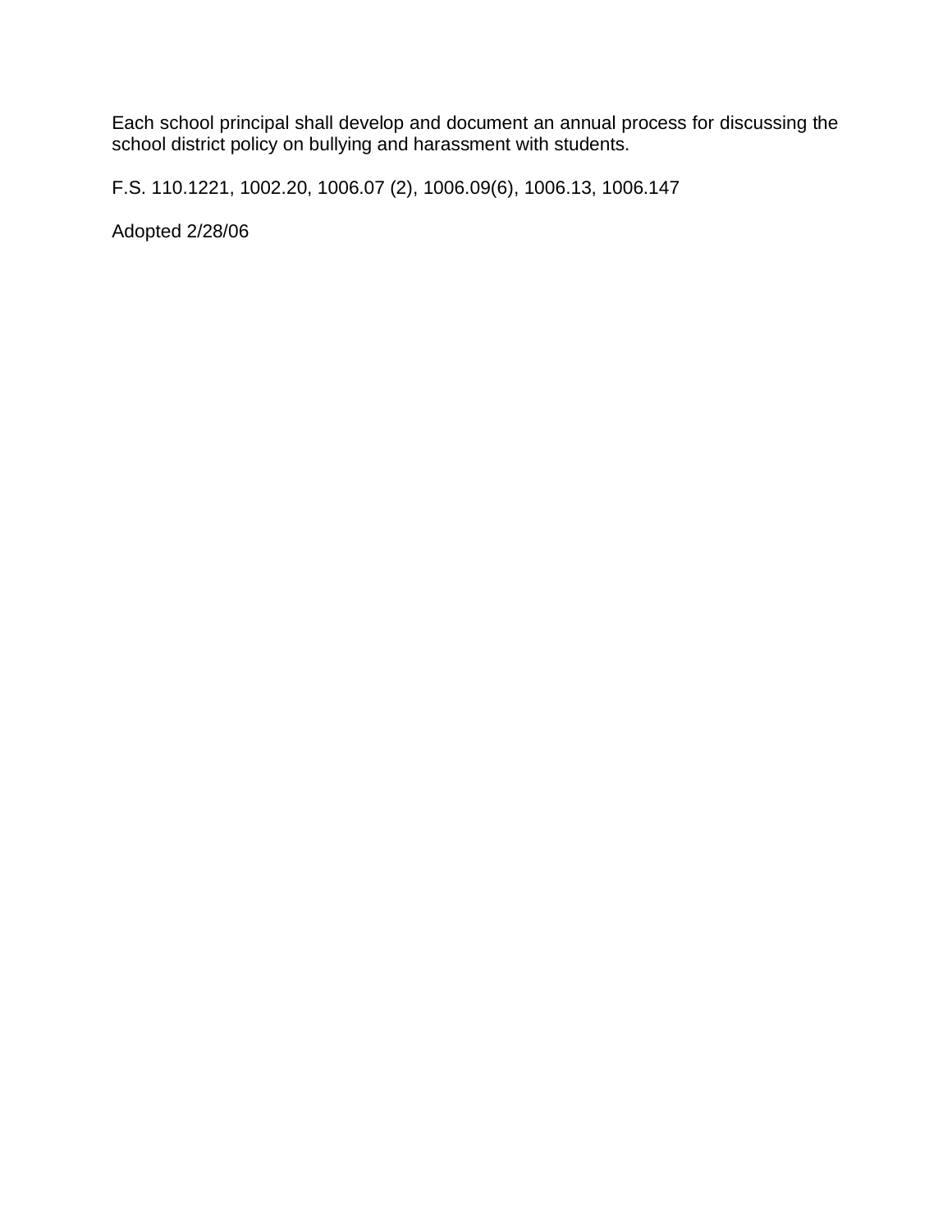Each school principal shall develop and document an annual process for discussing the school district policy on bullying and harassment with students.

F.S. 110.1221, 1002.20, 1006.07 (2), 1006.09(6), 1006.13, 1006.147

Adopted 2/28/06